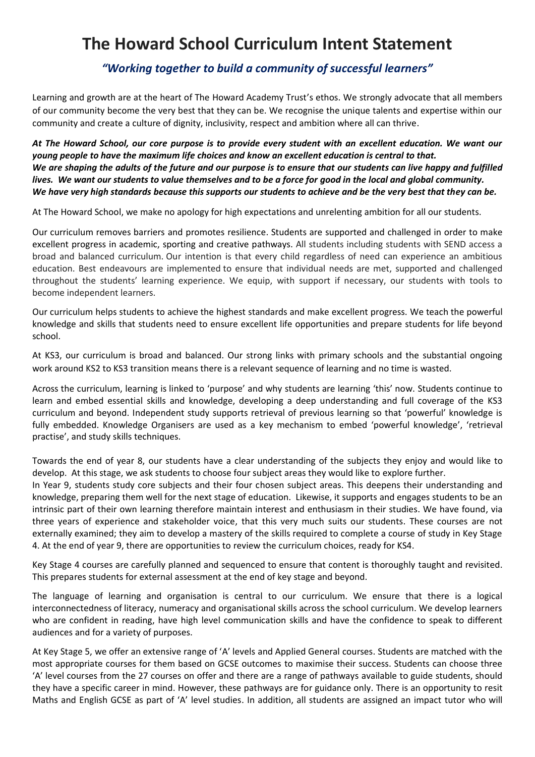# The Howard School Curriculum Intent Statement

## *"Working together to build a community of successful learners"*

Learning and growth are at the heart of The Howard Academy Trust's ethos. We strongly advocate that all members of our community become the very best that they can be. We recognise the unique talents and expertise within our community and create a culture of dignity, inclusivity, respect and ambition where all can thrive.

***At The Howard School, our core purpose is to provide every student with an excellent education. We want our young people to have the maximum life choices and know an excellent education is central to that.***
***We are shaping the adults of the future and our purpose is to ensure that our students can live happy and fulfilled lives. We want our students to value themselves and to be a force for good in the local and global community.***
***We have very high standards because this supports our students to achieve and be the very best that they can be.***

At The Howard School, we make no apology for high expectations and unrelenting ambition for all our students.

Our curriculum removes barriers and promotes resilience. Students are supported and challenged in order to make excellent progress in academic, sporting and creative pathways. All students including students with SEND access a broad and balanced curriculum. Our intention is that every child regardless of need can experience an ambitious education. Best endeavours are implemented to ensure that individual needs are met, supported and challenged throughout the students' learning experience. We equip, with support if necessary, our students with tools to become independent learners.

Our curriculum helps students to achieve the highest standards and make excellent progress. We teach the powerful knowledge and skills that students need to ensure excellent life opportunities and prepare students for life beyond school.

At KS3, our curriculum is broad and balanced. Our strong links with primary schools and the substantial ongoing work around KS2 to KS3 transition means there is a relevant sequence of learning and no time is wasted.

Across the curriculum, learning is linked to 'purpose' and why students are learning 'this' now. Students continue to learn and embed essential skills and knowledge, developing a deep understanding and full coverage of the KS3 curriculum and beyond. Independent study supports retrieval of previous learning so that 'powerful' knowledge is fully embedded. Knowledge Organisers are used as a key mechanism to embed 'powerful knowledge', 'retrieval practise', and study skills techniques.

Towards the end of year 8, our students have a clear understanding of the subjects they enjoy and would like to develop. At this stage, we ask students to choose four subject areas they would like to explore further.
In Year 9, students study core subjects and their four chosen subject areas. This deepens their understanding and knowledge, preparing them well for the next stage of education. Likewise, it supports and engages students to be an intrinsic part of their own learning therefore maintain interest and enthusiasm in their studies. We have found, via three years of experience and stakeholder voice, that this very much suits our students. These courses are not externally examined; they aim to develop a mastery of the skills required to complete a course of study in Key Stage 4. At the end of year 9, there are opportunities to review the curriculum choices, ready for KS4.

Key Stage 4 courses are carefully planned and sequenced to ensure that content is thoroughly taught and revisited. This prepares students for external assessment at the end of key stage and beyond.

The language of learning and organisation is central to our curriculum. We ensure that there is a logical interconnectedness of literacy, numeracy and organisational skills across the school curriculum. We develop learners who are confident in reading, have high level communication skills and have the confidence to speak to different audiences and for a variety of purposes.

At Key Stage 5, we offer an extensive range of 'A' levels and Applied General courses. Students are matched with the most appropriate courses for them based on GCSE outcomes to maximise their success. Students can choose three 'A' level courses from the 27 courses on offer and there are a range of pathways available to guide students, should they have a specific career in mind. However, these pathways are for guidance only. There is an opportunity to resit Maths and English GCSE as part of 'A' level studies. In addition, all students are assigned an impact tutor who will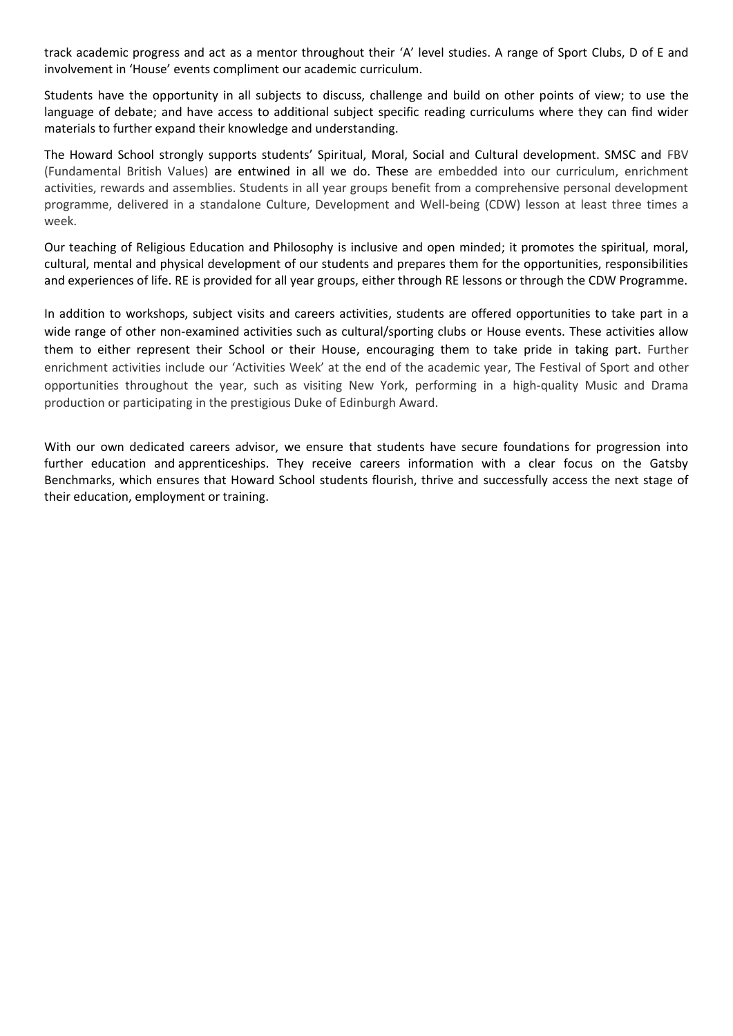track academic progress and act as a mentor throughout their 'A' level studies. A range of Sport Clubs, D of E and involvement in 'House' events compliment our academic curriculum.

Students have the opportunity in all subjects to discuss, challenge and build on other points of view; to use the language of debate; and have access to additional subject specific reading curriculums where they can find wider materials to further expand their knowledge and understanding.

The Howard School strongly supports students' Spiritual, Moral, Social and Cultural development. SMSC and FBV (Fundamental British Values) are entwined in all we do. These are embedded into our curriculum, enrichment activities, rewards and assemblies. Students in all year groups benefit from a comprehensive personal development programme, delivered in a standalone Culture, Development and Well-being (CDW) lesson at least three times a week.

Our teaching of Religious Education and Philosophy is inclusive and open minded; it promotes the spiritual, moral, cultural, mental and physical development of our students and prepares them for the opportunities, responsibilities and experiences of life. RE is provided for all year groups, either through RE lessons or through the CDW Programme.

In addition to workshops, subject visits and careers activities, students are offered opportunities to take part in a wide range of other non-examined activities such as cultural/sporting clubs or House events. These activities allow them to either represent their School or their House, encouraging them to take pride in taking part. Further enrichment activities include our 'Activities Week' at the end of the academic year, The Festival of Sport and other opportunities throughout the year, such as visiting New York, performing in a high-quality Music and Drama production or participating in the prestigious Duke of Edinburgh Award.

With our own dedicated careers advisor, we ensure that students have secure foundations for progression into further education and apprenticeships. They receive careers information with a clear focus on the Gatsby Benchmarks, which ensures that Howard School students flourish, thrive and successfully access the next stage of their education, employment or training.